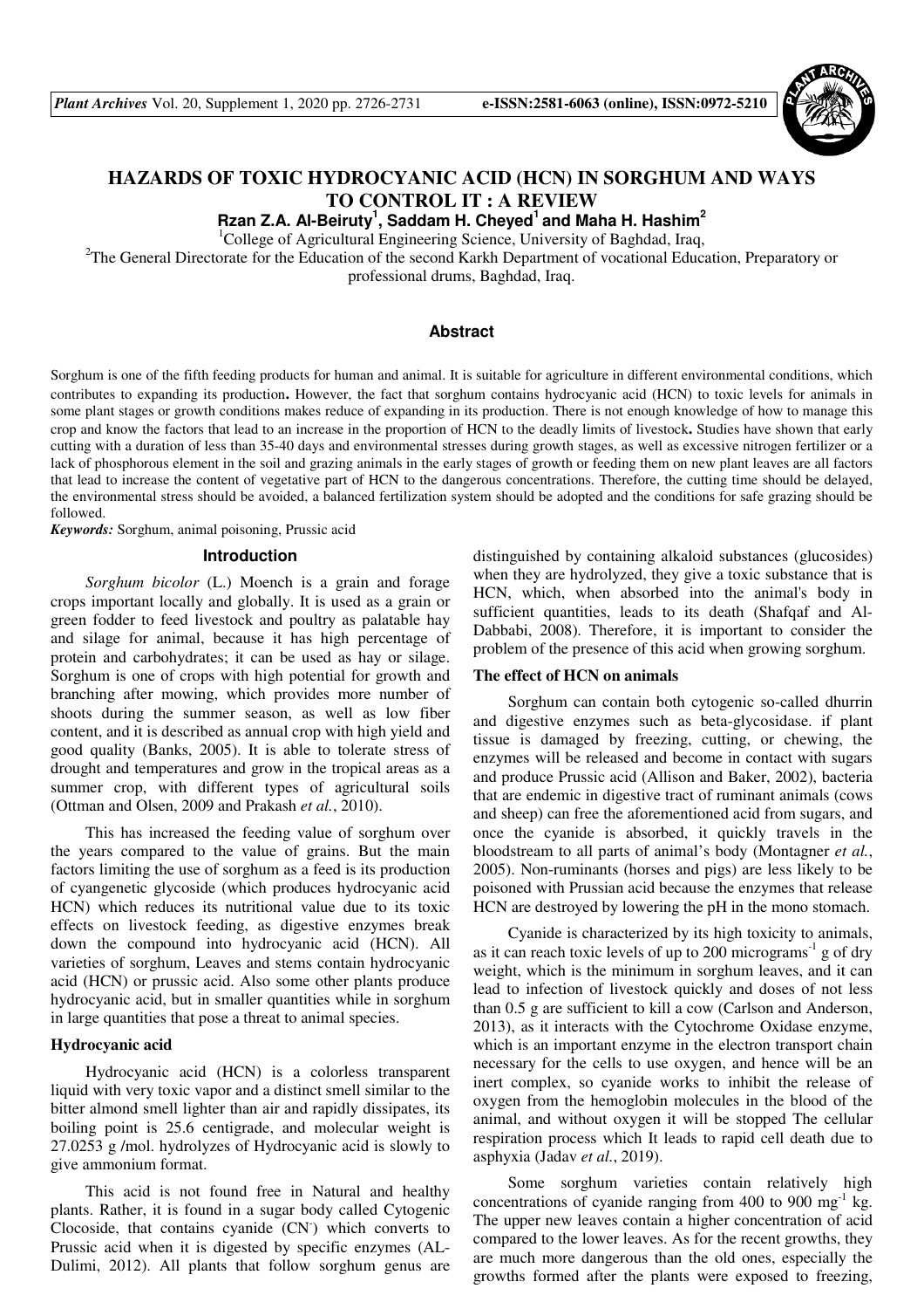# HAZARDS OF TOXIC HYDROCYANIC ACID (HCN) IN SORGHUM AND WAYS TO CONTROL IT : A REVIEW

**Rzan Z.A. Al-Beiruty[1], Saddam H. Cheyed[1] and Maha H. Hashim[2]**

[1]College of Agricultural Engineering Science, University of Baghdad, Iraq,

[2]The General Directorate for the Education of the second Karkh Department of vocational Education, Preparatory or professional drums, Baghdad, Iraq.

## Abstract

Sorghum is one of the fifth feeding products for human and animal. It is suitable for agriculture in different environmental conditions, which contributes to expanding its production**.** However, the fact that sorghum contains hydrocyanic acid (HCN) to toxic levels for animals in some plant stages or growth conditions makes reduce of expanding in its production. There is not enough knowledge of how to manage this crop and know the factors that lead to an increase in the proportion of HCN to the deadly limits of livestock**.** Studies have shown that early cutting with a duration of less than 35-40 days and environmental stresses during growth stages, as well as excessive nitrogen fertilizer or a lack of phosphorous element in the soil and grazing animals in the early stages of growth or feeding them on new plant leaves are all factors that lead to increase the content of vegetative part of HCN to the dangerous concentrations. Therefore, the cutting time should be delayed, the environmental stress should be avoided, a balanced fertilization system should be adopted and the conditions for safe grazing should be followed.

***Keywords:*** Sorghum, animal poisoning, Prussic acid

## Introduction

*Sorghum bicolor* (L.) Moench is a grain and forage crops important locally and globally. It is used as a grain or green fodder to feed livestock and poultry as palatable hay and silage for animal, because it has high percentage of protein and carbohydrates; it can be used as hay or silage. Sorghum is one of crops with high potential for growth and branching after mowing, which provides more number of shoots during the summer season, as well as low fiber content, and it is described as annual crop with high yield and good quality (Banks, 2005). It is able to tolerate stress of drought and temperatures and grow in the tropical areas as a summer crop, with different types of agricultural soils (Ottman and Olsen, 2009 and Prakash *et al.*, 2010).

This has increased the feeding value of sorghum over the years compared to the value of grains. But the main factors limiting the use of sorghum as a feed is its production of cyangenetic glycoside (which produces hydrocyanic acid HCN) which reduces its nutritional value due to its toxic effects on livestock feeding, as digestive enzymes break down the compound into hydrocyanic acid (HCN). All varieties of sorghum, Leaves and stems contain hydrocyanic acid (HCN) or prussic acid. Also some other plants produce hydrocyanic acid, but in smaller quantities while in sorghum in large quantities that pose a threat to animal species.

### Hydrocyanic acid

Hydrocyanic acid (HCN) is a colorless transparent liquid with very toxic vapor and a distinct smell similar to the bitter almond smell lighter than air and rapidly dissipates, its boiling point is 25.6 centigrade, and molecular weight is 27.0253 g /mol. hydrolyzes of Hydrocyanic acid is slowly to give ammonium format.

This acid is not found free in Natural and healthy plants. Rather, it is found in a sugar body called Cytogenic Clocoside, that contains cyanide ($CN^-$) which converts to Prussic acid when it is digested by specific enzymes (AL-Dulimi, 2012). All plants that follow sorghum genus are distinguished by containing alkaloid substances (glucosides) when they are hydrolyzed, they give a toxic substance that is HCN, which, when absorbed into the animal's body in sufficient quantities, leads to its death (Shafqaf and Al-Dabbabi, 2008). Therefore, it is important to consider the problem of the presence of this acid when growing sorghum.

### The effect of HCN on animals

Sorghum can contain both cytogenic so-called dhurrin and digestive enzymes such as beta-glycosidase. if plant tissue is damaged by freezing, cutting, or chewing, the enzymes will be released and become in contact with sugars and produce Prussic acid (Allison and Baker, 2002), bacteria that are endemic in digestive tract of ruminant animals (cows and sheep) can free the aforementioned acid from sugars, and once the cyanide is absorbed, it quickly travels in the bloodstream to all parts of animal's body (Montagner *et al.*, 2005). Non-ruminants (horses and pigs) are less likely to be poisoned with Prussian acid because the enzymes that release HCN are destroyed by lowering the pH in the mono stomach.

Cyanide is characterized by its high toxicity to animals, as it can reach toxic levels of up to 200 micrograms$^{-1}$ g of dry weight, which is the minimum in sorghum leaves, and it can lead to infection of livestock quickly and doses of not less than 0.5 g are sufficient to kill a cow (Carlson and Anderson, 2013), as it interacts with the Cytochrome Oxidase enzyme, which is an important enzyme in the electron transport chain necessary for the cells to use oxygen, and hence will be an inert complex, so cyanide works to inhibit the release of oxygen from the hemoglobin molecules in the blood of the animal, and without oxygen it will be stopped The cellular respiration process which It leads to rapid cell death due to asphyxia (Jadav *et al.*, 2019).

Some sorghum varieties contain relatively high concentrations of cyanide ranging from 400 to 900 mg$^{-1}$ kg. The upper new leaves contain a higher concentration of acid compared to the lower leaves. As for the recent growths, they are much more dangerous than the old ones, especially the growths formed after the plants were exposed to freezing,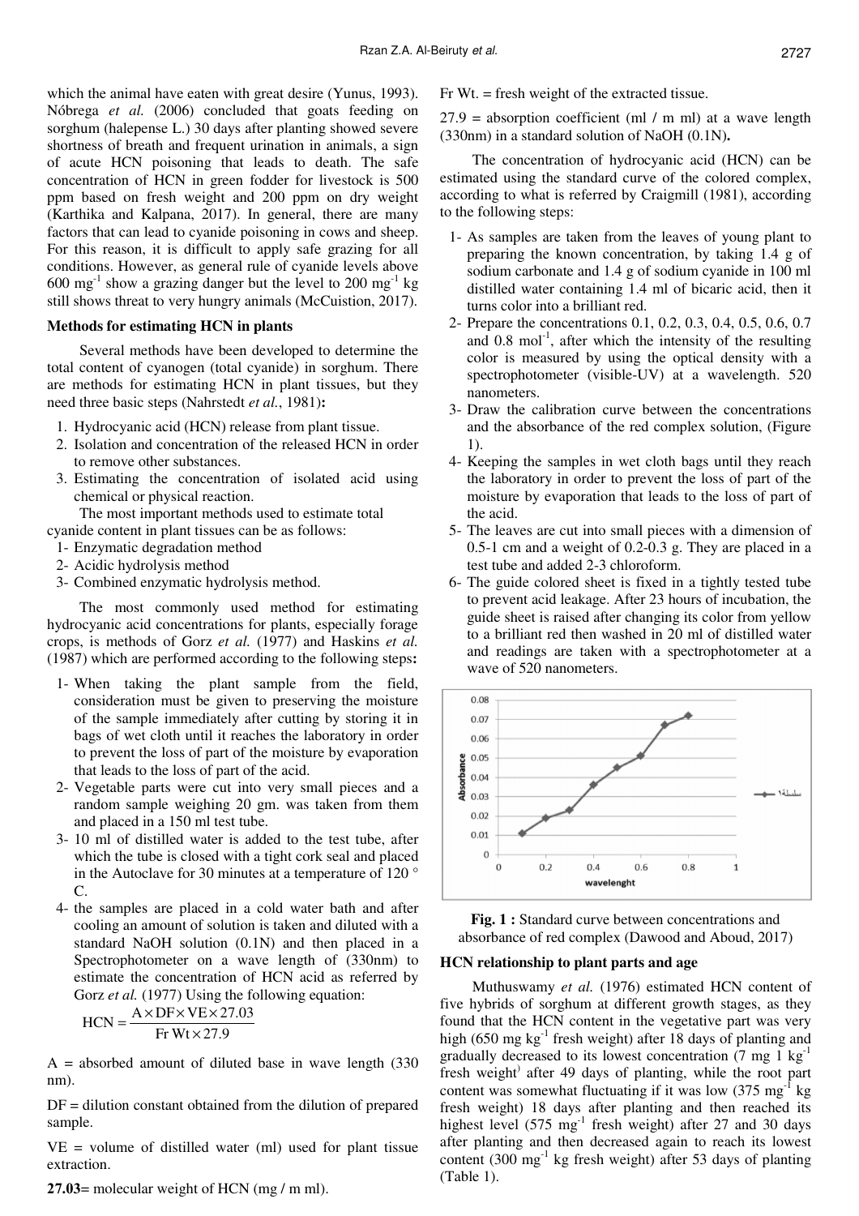which the animal have eaten with great desire (Yunus, 1993). Nóbrega *et al.* (2006) concluded that goats feeding on sorghum (halepense L.) 30 days after planting showed severe shortness of breath and frequent urination in animals, a sign of acute HCN poisoning that leads to death. The safe concentration of HCN in green fodder for livestock is 500 ppm based on fresh weight and 200 ppm on dry weight (Karthika and Kalpana, 2017). In general, there are many factors that can lead to cyanide poisoning in cows and sheep. For this reason, it is difficult to apply safe grazing for all conditions. However, as general rule of cyanide levels above 600 mg$^{-1}$ show a grazing danger but the level to 200 mg$^{-1}$ kg still shows threat to very hungry animals (McCuistion, 2017).

**Methods for estimating HCN in plants**

Several methods have been developed to determine the total content of cyanogen (total cyanide) in sorghum. There are methods for estimating HCN in plant tissues, but they need three basic steps (Nahrstedt *et al.*, 1981)**:**

1. Hydrocyanic acid (HCN) release from plant tissue.
2. Isolation and concentration of the released HCN in order to remove other substances.
3. Estimating the concentration of isolated acid using chemical or physical reaction.

The most important methods used to estimate total cyanide content in plant tissues can be as follows:

1- Enzymatic degradation method
2- Acidic hydrolysis method
3- Combined enzymatic hydrolysis method.

The most commonly used method for estimating hydrocyanic acid concentrations for plants, especially forage crops, is methods of Gorz *et al.* (1977) and Haskins *et al.* (1987) which are performed according to the following steps**:**

1- When taking the plant sample from the field, consideration must be given to preserving the moisture of the sample immediately after cutting by storing it in bags of wet cloth until it reaches the laboratory in order to prevent the loss of part of the moisture by evaporation that leads to the loss of part of the acid.
2- Vegetable parts were cut into very small pieces and a random sample weighing 20 gm. was taken from them and placed in a 150 ml test tube.
3- 10 ml of distilled water is added to the test tube, after which the tube is closed with a tight cork seal and placed in the Autoclave for 30 minutes at a temperature of 120 ° C.
4- the samples are placed in a cold water bath and after cooling an amount of solution is taken and diluted with a standard NaOH solution (0.1N) and then placed in a Spectrophotometer on a wave length of (330nm) to estimate the concentration of HCN acid as referred by Gorz *et al.* (1977) Using the following equation:

$$HCN = \frac{A \times DF \times VE \times 27.03}{Fr\,Wt \times 27.9}$$

A = absorbed amount of diluted base in wave length (330 nm).

DF = dilution constant obtained from the dilution of prepared sample.

VE = volume of distilled water (ml) used for plant tissue extraction.

**27.03**= molecular weight of HCN (mg / m ml).

Fr Wt. = fresh weight of the extracted tissue.

27.9 = absorption coefficient (ml / m ml) at a wave length (330nm) in a standard solution of NaOH (0.1N)**.**

The concentration of hydrocyanic acid (HCN) can be estimated using the standard curve of the colored complex, according to what is referred by Craigmill (1981), according to the following steps:

1- As samples are taken from the leaves of young plant to preparing the known concentration, by taking 1.4 g of sodium carbonate and 1.4 g of sodium cyanide in 100 ml distilled water containing 1.4 ml of bicaric acid, then it turns color into a brilliant red.
2- Prepare the concentrations 0.1, 0.2, 0.3, 0.4, 0.5, 0.6, 0.7 and 0.8 mol$^{-1}$, after which the intensity of the resulting color is measured by using the optical density with a spectrophotometer (visible-UV) at a wavelength. 520 nanometers.
3- Draw the calibration curve between the concentrations and the absorbance of the red complex solution, (Figure 1).
4- Keeping the samples in wet cloth bags until they reach the laboratory in order to prevent the loss of part of the moisture by evaporation that leads to the loss of part of the acid.
5- The leaves are cut into small pieces with a dimension of 0.5-1 cm and a weight of 0.2-0.3 g. They are placed in a test tube and added 2-3 chloroform.
6- The guide colored sheet is fixed in a tightly tested tube to prevent acid leakage. After 23 hours of incubation, the guide sheet is raised after changing its color from yellow to a brilliant red then washed in 20 ml of distilled water and readings are taken with a spectrophotometer at a wave of 520 nanometers.

**Fig. 1 :** Standard curve between concentrations and absorbance of red complex (Dawood and Aboud, 2017)

**HCN relationship to plant parts and age**

Muthuswamy *et al.* (1976) estimated HCN content of five hybrids of sorghum at different growth stages, as they found that the HCN content in the vegetative part was very high (650 mg kg$^{-1}$ fresh weight) after 18 days of planting and gradually decreased to its lowest concentration (7 mg 1 kg$^{-1}$ fresh weight) after 49 days of planting, while the root part content was somewhat fluctuating if it was low (375 mg$^{-1}$ kg fresh weight) 18 days after planting and then reached its highest level (575 mg$^{-1}$ fresh weight) after 27 and 30 days after planting and then decreased again to reach its lowest content (300 mg$^{-1}$ kg fresh weight) after 53 days of planting (Table 1).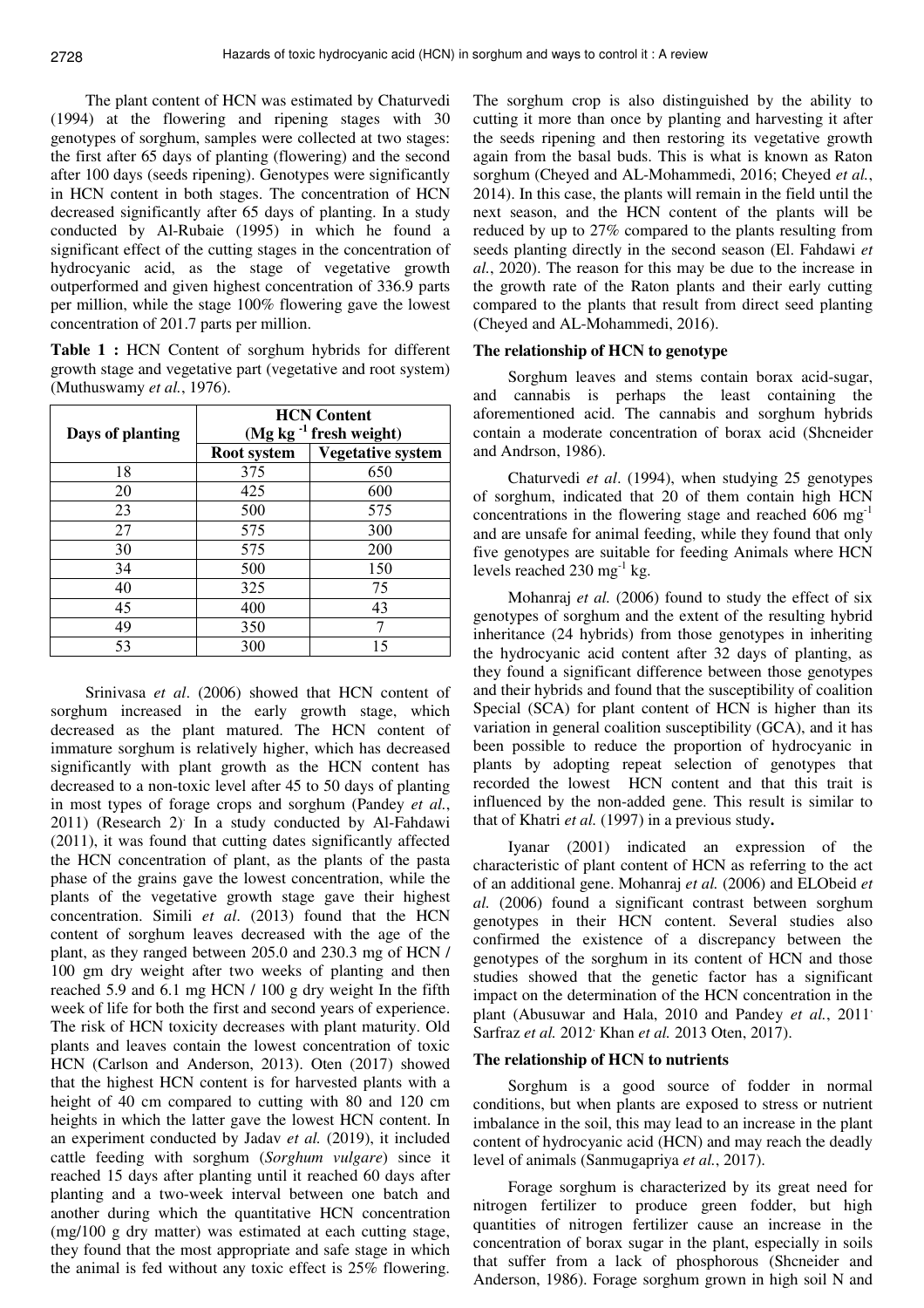The plant content of HCN was estimated by Chaturvedi (1994) at the flowering and ripening stages with 30 genotypes of sorghum, samples were collected at two stages: the first after 65 days of planting (flowering) and the second after 100 days (seeds ripening). Genotypes were significantly in HCN content in both stages. The concentration of HCN decreased significantly after 65 days of planting. In a study conducted by Al-Rubaie (1995) in which he found a significant effect of the cutting stages in the concentration of hydrocyanic acid, as the stage of vegetative growth outperformed and given highest concentration of 336.9 parts per million, while the stage 100% flowering gave the lowest concentration of 201.7 parts per million.

**Table 1 :** HCN Content of sorghum hybrids for different growth stage and vegetative part (vegetative and root system) (Muthuswamy *et al.*, 1976).

| Days of planting | HCN Content (Mg kg $^{-1}$ fresh weight) | |
|---|---|---|
| | **Root system** | **Vegetative system** |
| 18 | 375 | 650 |
| 20 | 425 | 600 |
| 23 | 500 | 575 |
| 27 | 575 | 300 |
| 30 | 575 | 200 |
| 34 | 500 | 150 |
| 40 | 325 | 75 |
| 45 | 400 | 43 |
| 49 | 350 | 7 |
| 53 | 300 | 15 |

Srinivasa *et al*. (2006) showed that HCN content of sorghum increased in the early growth stage, which decreased as the plant matured. The HCN content of immature sorghum is relatively higher, which has decreased significantly with plant growth as the HCN content has decreased to a non-toxic level after 45 to 50 days of planting in most types of forage crops and sorghum (Pandey *et al.*, 2011) (Research 2). In a study conducted by Al-Fahdawi (2011), it was found that cutting dates significantly affected the HCN concentration of plant, as the plants of the pasta phase of the grains gave the lowest concentration, while the plants of the vegetative growth stage gave their highest concentration. Simili *et al*. (2013) found that the HCN content of sorghum leaves decreased with the age of the plant, as they ranged between 205.0 and 230.3 mg of HCN / 100 gm dry weight after two weeks of planting and then reached 5.9 and 6.1 mg HCN / 100 g dry weight In the fifth week of life for both the first and second years of experience. The risk of HCN toxicity decreases with plant maturity. Old plants and leaves contain the lowest concentration of toxic HCN (Carlson and Anderson, 2013). Oten (2017) showed that the highest HCN content is for harvested plants with a height of 40 cm compared to cutting with 80 and 120 cm heights in which the latter gave the lowest HCN content. In an experiment conducted by Jadav *et al.* (2019), it included cattle feeding with sorghum (*Sorghum vulgare*) since it reached 15 days after planting until it reached 60 days after planting and a two-week interval between one batch and another during which the quantitative HCN concentration (mg/100 g dry matter) was estimated at each cutting stage, they found that the most appropriate and safe stage in which the animal is fed without any toxic effect is 25% flowering. The sorghum crop is also distinguished by the ability to cutting it more than once by planting and harvesting it after the seeds ripening and then restoring its vegetative growth again from the basal buds. This is what is known as Raton sorghum (Cheyed and AL-Mohammedi, 2016; Cheyed *et al.*, 2014). In this case, the plants will remain in the field until the next season, and the HCN content of the plants will be reduced by up to 27% compared to the plants resulting from seeds planting directly in the second season (El. Fahdawi *et al.*, 2020). The reason for this may be due to the increase in the growth rate of the Raton plants and their early cutting compared to the plants that result from direct seed planting (Cheyed and AL-Mohammedi, 2016).

**The relationship of HCN to genotype**

Sorghum leaves and stems contain borax acid-sugar, and cannabis is perhaps the least containing the aforementioned acid. The cannabis and sorghum hybrids contain a moderate concentration of borax acid (Shcneider and Andrson, 1986).

Chaturvedi *et al*. (1994), when studying 25 genotypes of sorghum, indicated that 20 of them contain high HCN concentrations in the flowering stage and reached 606 mg$^{-1}$ and are unsafe for animal feeding, while they found that only five genotypes are suitable for feeding Animals where HCN levels reached 230 mg$^{-1}$ kg.

Mohanraj *et al.* (2006) found to study the effect of six genotypes of sorghum and the extent of the resulting hybrid inheritance (24 hybrids) from those genotypes in inheriting the hydrocyanic acid content after 32 days of planting, as they found a significant difference between those genotypes and their hybrids and found that the susceptibility of coalition Special (SCA) for plant content of HCN is higher than its variation in general coalition susceptibility (GCA), and it has been possible to reduce the proportion of hydrocyanic in plants by adopting repeat selection of genotypes that recorded the lowest HCN content and that this trait is influenced by the non-added gene. This result is similar to that of Khatri *et al.* (1997) in a previous study**.**

Iyanar (2001) indicated an expression of the characteristic of plant content of HCN as referring to the act of an additional gene. Mohanraj *et al.* (2006) and ELObeid *et al.* (2006) found a significant contrast between sorghum genotypes in their HCN content. Several studies also confirmed the existence of a discrepancy between the genotypes of the sorghum in its content of HCN and those studies showed that the genetic factor has a significant impact on the determination of the HCN concentration in the plant (Abusuwar and Hala, 2010 and Pandey *et al.*, 2011. Sarfraz *et al.* 2012. Khan *et al.* 2013 Oten, 2017).

**The relationship of HCN to nutrients**

Sorghum is a good source of fodder in normal conditions, but when plants are exposed to stress or nutrient imbalance in the soil, this may lead to an increase in the plant content of hydrocyanic acid (HCN) and may reach the deadly level of animals (Sanmugapriya *et al.*, 2017).

Forage sorghum is characterized by its great need for nitrogen fertilizer to produce green fodder, but high quantities of nitrogen fertilizer cause an increase in the concentration of borax sugar in the plant, especially in soils that suffer from a lack of phosphorous (Shcneider and Anderson, 1986). Forage sorghum grown in high soil N and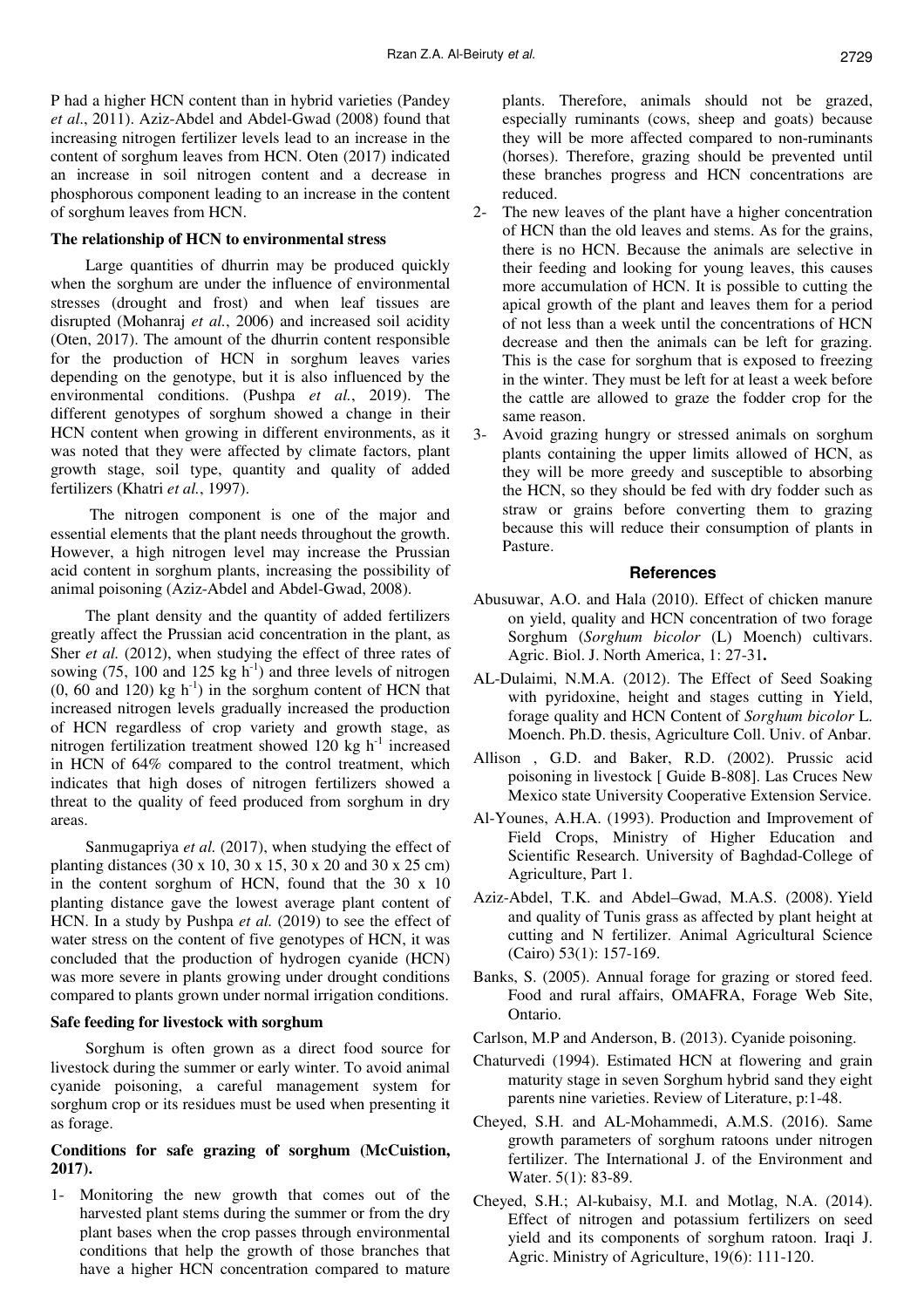P had a higher HCN content than in hybrid varieties (Pandey *et al*., 2011). Aziz-Abdel and Abdel-Gwad (2008) found that increasing nitrogen fertilizer levels lead to an increase in the content of sorghum leaves from HCN. Oten (2017) indicated an increase in soil nitrogen content and a decrease in phosphorous component leading to an increase in the content of sorghum leaves from HCN.

### The relationship of HCN to environmental stress

Large quantities of dhurrin may be produced quickly when the sorghum are under the influence of environmental stresses (drought and frost) and when leaf tissues are disrupted (Mohanraj *et al.*, 2006) and increased soil acidity (Oten, 2017). The amount of the dhurrin content responsible for the production of HCN in sorghum leaves varies depending on the genotype, but it is also influenced by the environmental conditions. (Pushpa *et al.*, 2019). The different genotypes of sorghum showed a change in their HCN content when growing in different environments, as it was noted that they were affected by climate factors, plant growth stage, soil type, quantity and quality of added fertilizers (Khatri *et al.*, 1997).

The nitrogen component is one of the major and essential elements that the plant needs throughout the growth. However, a high nitrogen level may increase the Prussian acid content in sorghum plants, increasing the possibility of animal poisoning (Aziz-Abdel and Abdel-Gwad, 2008).

The plant density and the quantity of added fertilizers greatly affect the Prussian acid concentration in the plant, as Sher *et al.* (2012), when studying the effect of three rates of sowing (75, 100 and 125 kg $h^{-1}$) and three levels of nitrogen (0, 60 and 120) kg $h^{-1}$) in the sorghum content of HCN that increased nitrogen levels gradually increased the production of HCN regardless of crop variety and growth stage, as nitrogen fertilization treatment showed 120 kg $h^{-1}$ increased in HCN of 64% compared to the control treatment, which indicates that high doses of nitrogen fertilizers showed a threat to the quality of feed produced from sorghum in dry areas.

Sanmugapriya *et al.* (2017), when studying the effect of planting distances (30 x 10, 30 x 15, 30 x 20 and 30 x 25 cm) in the content sorghum of HCN, found that the 30 x 10 planting distance gave the lowest average plant content of HCN. In a study by Pushpa *et al.* (2019) to see the effect of water stress on the content of five genotypes of HCN, it was concluded that the production of hydrogen cyanide (HCN) was more severe in plants growing under drought conditions compared to plants grown under normal irrigation conditions.

### Safe feeding for livestock with sorghum

Sorghum is often grown as a direct food source for livestock during the summer or early winter. To avoid animal cyanide poisoning, a careful management system for sorghum crop or its residues must be used when presenting it as forage.

### Conditions for safe grazing of sorghum (McCuistion, 2017).

1- Monitoring the new growth that comes out of the harvested plant stems during the summer or from the dry plant bases when the crop passes through environmental conditions that help the growth of those branches that have a higher HCN concentration compared to mature plants. Therefore, animals should not be grazed, especially ruminants (cows, sheep and goats) because they will be more affected compared to non-ruminants (horses). Therefore, grazing should be prevented until these branches progress and HCN concentrations are reduced.
2- The new leaves of the plant have a higher concentration of HCN than the old leaves and stems. As for the grains, there is no HCN. Because the animals are selective in their feeding and looking for young leaves, this causes more accumulation of HCN. It is possible to cutting the apical growth of the plant and leaves them for a period of not less than a week until the concentrations of HCN decrease and then the animals can be left for grazing. This is the case for sorghum that is exposed to freezing in the winter. They must be left for at least a week before the cattle are allowed to graze the fodder crop for the same reason.
3- Avoid grazing hungry or stressed animals on sorghum plants containing the upper limits allowed of HCN, as they will be more greedy and susceptible to absorbing the HCN, so they should be fed with dry fodder such as straw or grains before converting them to grazing because this will reduce their consumption of plants in Pasture.

## References

Abusuwar, A.O. and Hala (2010). Effect of chicken manure on yield, quality and HCN concentration of two forage Sorghum (*Sorghum bicolor* (L) Moench) cultivars. Agric. Biol. J. North America, 1: 27-31**.**

AL-Dulaimi, N.M.A. (2012). The Effect of Seed Soaking with pyridoxine, height and stages cutting in Yield, forage quality and HCN Content of *Sorghum bicolor* L. Moench. Ph.D. thesis, Agriculture Coll. Univ. of Anbar.

Allison , G.D. and Baker, R.D. (2002). Prussic acid poisoning in livestock [ Guide B-808]. Las Cruces New Mexico state University Cooperative Extension Service.

Al-Younes, A.H.A. (1993). Production and Improvement of Field Crops, Ministry of Higher Education and Scientific Research. University of Baghdad-College of Agriculture, Part 1.

Aziz-Abdel, T.K. and Abdel–Gwad, M.A.S. (2008). Yield and quality of Tunis grass as affected by plant height at cutting and N fertilizer. Animal Agricultural Science (Cairo) 53(1): 157-169.

Banks, S. (2005). Annual forage for grazing or stored feed. Food and rural affairs, OMAFRA, Forage Web Site, Ontario.

Carlson, M.P and Anderson, B. (2013). Cyanide poisoning.

Chaturvedi (1994). Estimated HCN at flowering and grain maturity stage in seven Sorghum hybrid sand they eight parents nine varieties. Review of Literature, p:1-48.

Cheyed, S.H. and AL-Mohammedi, A.M.S. (2016). Same growth parameters of sorghum ratoons under nitrogen fertilizer. The International J. of the Environment and Water. 5(1): 83-89.

Cheyed, S.H.; Al-kubaisy, M.I. and Motlag, N.A. (2014). Effect of nitrogen and potassium fertilizers on seed yield and its components of sorghum ratoon. Iraqi J. Agric. Ministry of Agriculture, 19(6): 111-120.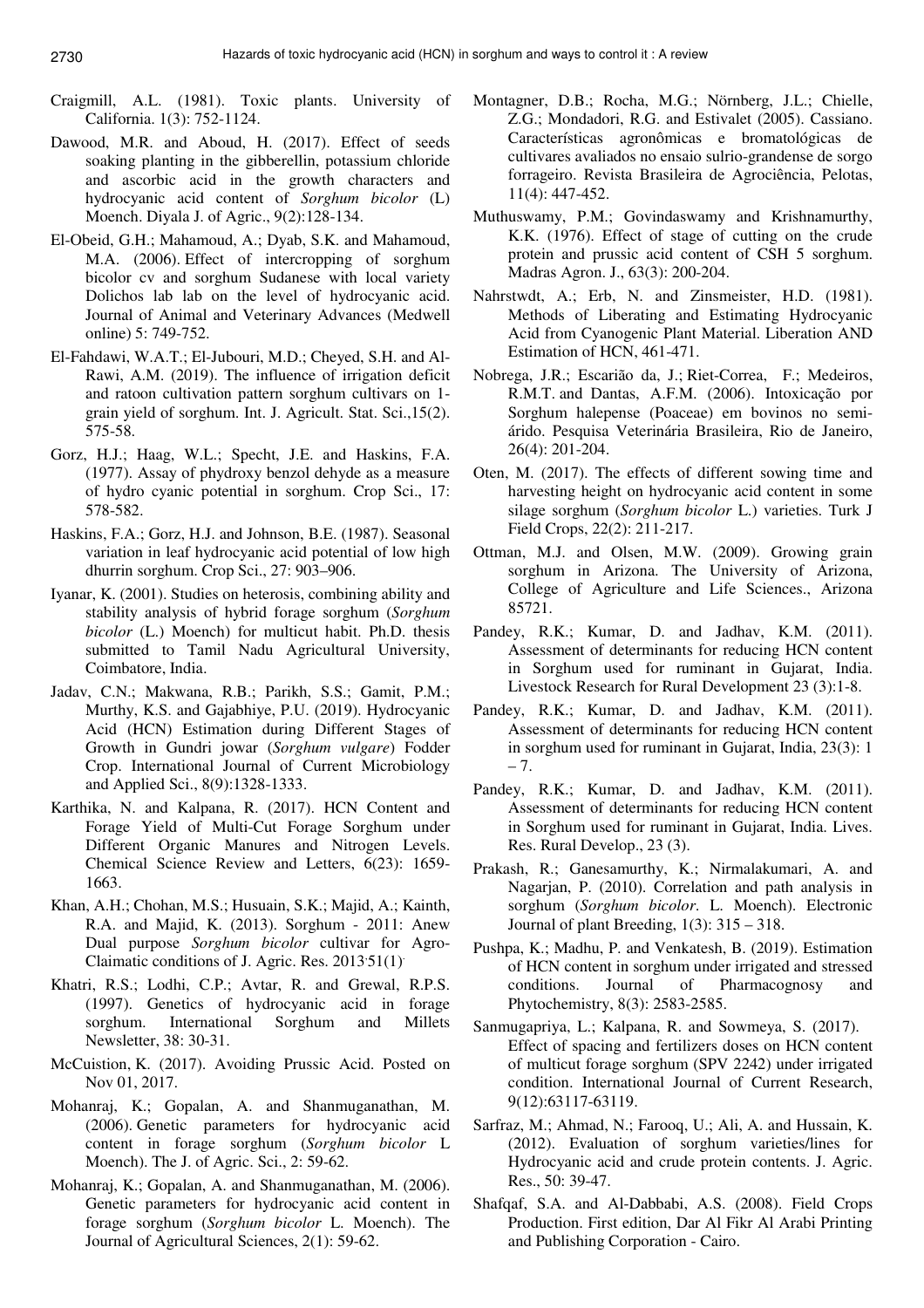Craigmill, A.L. (1981). Toxic plants. University of California. 1(3): 752-1124.

Dawood, M.R. and Aboud, H. (2017). Effect of seeds soaking planting in the gibberellin, potassium chloride and ascorbic acid in the growth characters and hydrocyanic acid content of *Sorghum bicolor* (L) Moench. Diyala J. of Agric., 9(2):128-134.

El-Obeid, G.H.; Mahamoud, A.; Dyab, S.K. and Mahamoud, M.A. (2006). Effect of intercropping of sorghum bicolor cv and sorghum Sudanese with local variety Dolichos lab lab on the level of hydrocyanic acid. Journal of Animal and Veterinary Advances (Medwell online) 5: 749-752.

El-Fahdawi, W.A.T.; El-Jubouri, M.D.; Cheyed, S.H. and Al-Rawi, A.M. (2019). The influence of irrigation deficit and ratoon cultivation pattern sorghum cultivars on 1-grain yield of sorghum. Int. J. Agricult. Stat. Sci.,15(2). 575-58.

Gorz, H.J.; Haag, W.L.; Specht, J.E. and Haskins, F.A. (1977). Assay of phydroxy benzol dehyde as a measure of hydro cyanic potential in sorghum. Crop Sci., 17: 578-582.

Haskins, F.A.; Gorz, H.J. and Johnson, B.E. (1987). Seasonal variation in leaf hydrocyanic acid potential of low high dhurrin sorghum. Crop Sci., 27: 903–906.

Iyanar, K. (2001). Studies on heterosis, combining ability and stability analysis of hybrid forage sorghum (*Sorghum bicolor* (L.) Moench) for multicut habit. Ph.D. thesis submitted to Tamil Nadu Agricultural University, Coimbatore, India.

Jadav, C.N.; Makwana, R.B.; Parikh, S.S.; Gamit, P.M.; Murthy, K.S. and Gajabhiye, P.U. (2019). Hydrocyanic Acid (HCN) Estimation during Different Stages of Growth in Gundri jowar (*Sorghum vulgare*) Fodder Crop. International Journal of Current Microbiology and Applied Sci., 8(9):1328-1333.

Karthika, N. and Kalpana, R. (2017). HCN Content and Forage Yield of Multi-Cut Forage Sorghum under Different Organic Manures and Nitrogen Levels. Chemical Science Review and Letters, 6(23): 1659-1663.

Khan, A.H.; Chohan, M.S.; Husuain, S.K.; Majid, A.; Kainth, R.A. and Majid, K. (2013). Sorghum - 2011: Anew Dual purpose *Sorghum bicolor* cultivar for Agro-Claimatic conditions of J. Agric. Res. 2013.51(1).

Khatri, R.S.; Lodhi, C.P.; Avtar, R. and Grewal, R.P.S. (1997). Genetics of hydrocyanic acid in forage sorghum. International Sorghum and Millets Newsletter, 38: 30-31.

McCuistion, K. (2017). Avoiding Prussic Acid. Posted on Nov 01, 2017.

Mohanraj, K.; Gopalan, A. and Shanmuganathan, M. (2006). Genetic parameters for hydrocyanic acid content in forage sorghum (*Sorghum bicolor* L Moench). The J. of Agric. Sci., 2: 59-62.

Mohanraj, K.; Gopalan, A. and Shanmuganathan, M. (2006). Genetic parameters for hydrocyanic acid content in forage sorghum (*Sorghum bicolor* L. Moench). The Journal of Agricultural Sciences, 2(1): 59-62.

Montagner, D.B.; Rocha, M.G.; Nörnberg, J.L.; Chielle, Z.G.; Mondadori, R.G. and Estivalet (2005). Cassiano. Características agronômicas e bromatológicas de cultivares avaliados no ensaio sulrio-grandense de sorgo forrageiro. Revista Brasileira de Agrociência, Pelotas, 11(4): 447-452.

Muthuswamy, P.M.; Govindaswamy and Krishnamurthy, K.K. (1976). Effect of stage of cutting on the crude protein and prussic acid content of CSH 5 sorghum. Madras Agron. J., 63(3): 200-204.

Nahrstwdt, A.; Erb, N. and Zinsmeister, H.D. (1981). Methods of Liberating and Estimating Hydrocyanic Acid from Cyanogenic Plant Material. Liberation AND Estimation of HCN, 461-471.

Nobrega, J.R.; Escarião da, J.; Riet-Correa, F.; Medeiros, R.M.T. and Dantas, A.F.M. (2006). Intoxicação por Sorghum halepense (Poaceae) em bovinos no semi-árido. Pesquisa Veterinária Brasileira, Rio de Janeiro, 26(4): 201-204.

Oten, M. (2017). The effects of different sowing time and harvesting height on hydrocyanic acid content in some silage sorghum (*Sorghum bicolor* L.) varieties. Turk J Field Crops, 22(2): 211-217.

Ottman, M.J. and Olsen, M.W. (2009). Growing grain sorghum in Arizona. The University of Arizona, College of Agriculture and Life Sciences., Arizona 85721.

Pandey, R.K.; Kumar, D. and Jadhav, K.M. (2011). Assessment of determinants for reducing HCN content in Sorghum used for ruminant in Gujarat, India. Livestock Research for Rural Development 23 (3):1-8.

Pandey, R.K.; Kumar, D. and Jadhav, K.M. (2011). Assessment of determinants for reducing HCN content in sorghum used for ruminant in Gujarat, India, 23(3): 1 – 7.

Pandey, R.K.; Kumar, D. and Jadhav, K.M. (2011). Assessment of determinants for reducing HCN content in Sorghum used for ruminant in Gujarat, India. Lives. Res. Rural Develop., 23 (3).

Prakash, R.; Ganesamurthy, K.; Nirmalakumari, A. and Nagarjan, P. (2010). Correlation and path analysis in sorghum (*Sorghum bicolor*. L. Moench). Electronic Journal of plant Breeding, 1(3): 315 – 318.

Pushpa, K.; Madhu, P. and Venkatesh, B. (2019). Estimation of HCN content in sorghum under irrigated and stressed conditions. Journal of Pharmacognosy and Phytochemistry, 8(3): 2583-2585.

Sanmugapriya, L.; Kalpana, R. and Sowmeya, S. (2017). Effect of spacing and fertilizers doses on HCN content of multicut forage sorghum (SPV 2242) under irrigated condition. International Journal of Current Research, 9(12):63117-63119.

Sarfraz, M.; Ahmad, N.; Farooq, U.; Ali, A. and Hussain, K. (2012). Evaluation of sorghum varieties/lines for Hydrocyanic acid and crude protein contents. J. Agric. Res., 50: 39-47.

Shafqaf, S.A. and Al-Dabbabi, A.S. (2008). Field Crops Production. First edition, Dar Al Fikr Al Arabi Printing and Publishing Corporation - Cairo.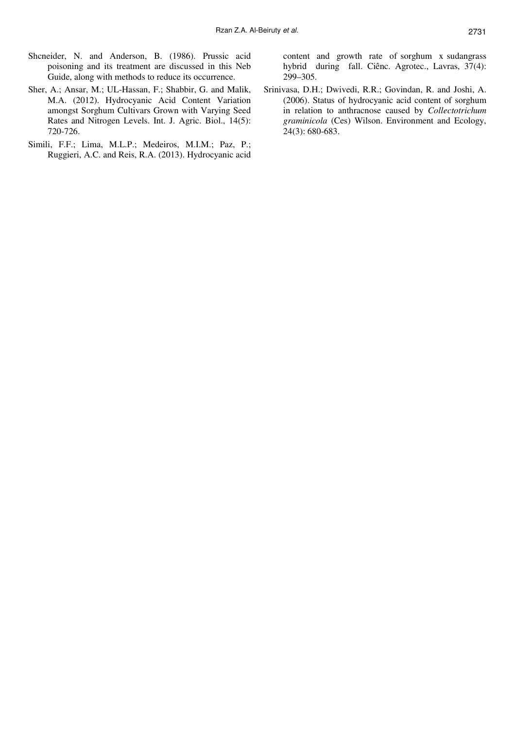Shcneider, N. and Anderson, B. (1986). Prussic acid poisoning and its treatment are discussed in this Neb Guide, along with methods to reduce its occurrence.

Sher, A.; Ansar, M.; UL-Hassan, F.; Shabbir, G. and Malik, M.A. (2012). Hydrocyanic Acid Content Variation amongst Sorghum Cultivars Grown with Varying Seed Rates and Nitrogen Levels. Int. J. Agric. Biol., 14(5): 720-726.

Simili, F.F.; Lima, M.L.P.; Medeiros, M.I.M.; Paz, P.; Ruggieri, A.C. and Reis, R.A. (2013). Hydrocyanic acid content and growth rate of sorghum x sudangrass hybrid during fall. Ciênc. Agrotec., Lavras, 37(4): 299–305.

Srinivasa, D.H.; Dwivedi, R.R.; Govindan, R. and Joshi, A. (2006). Status of hydrocyanic acid content of sorghum in relation to anthracnose caused by *Collectotrichum graminicola* (Ces) Wilson. Environment and Ecology, 24(3): 680-683.